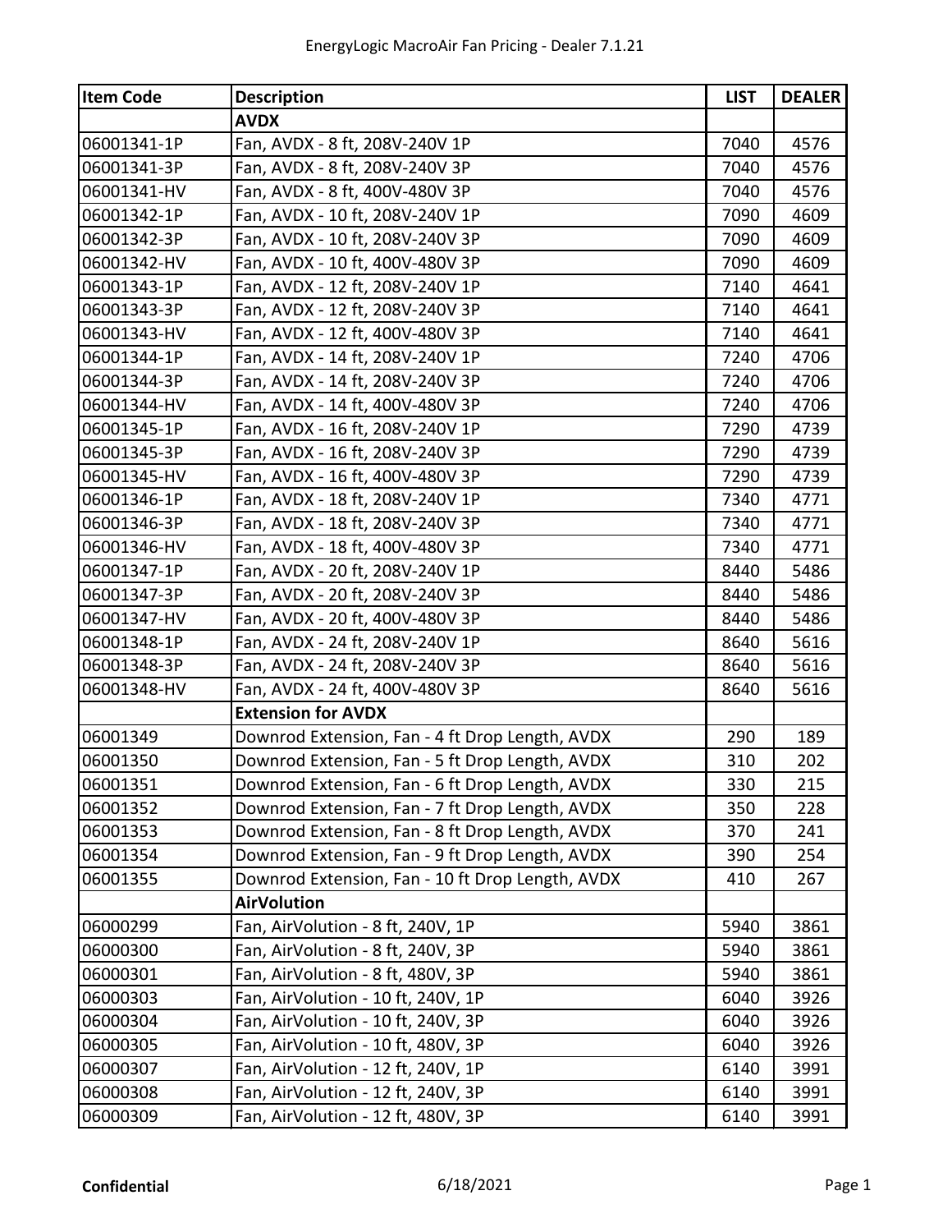# EnergyLogic MacroAir Fan Pricing - Dealer 7.1.21

| Item Code | Description | LIST | DEALER |
|---|---|---|---|
| | **AVDX** | | |
| 06001341-1P | Fan, AVDX - 8 ft, 208V-240V 1P | 7040 | 4576 |
| 06001341-3P | Fan, AVDX - 8 ft, 208V-240V 3P | 7040 | 4576 |
| 06001341-HV | Fan, AVDX - 8 ft, 400V-480V 3P | 7040 | 4576 |
| 06001342-1P | Fan, AVDX - 10 ft, 208V-240V 1P | 7090 | 4609 |
| 06001342-3P | Fan, AVDX - 10 ft, 208V-240V 3P | 7090 | 4609 |
| 06001342-HV | Fan, AVDX - 10 ft, 400V-480V 3P | 7090 | 4609 |
| 06001343-1P | Fan, AVDX - 12 ft, 208V-240V 1P | 7140 | 4641 |
| 06001343-3P | Fan, AVDX - 12 ft, 208V-240V 3P | 7140 | 4641 |
| 06001343-HV | Fan, AVDX - 12 ft, 400V-480V 3P | 7140 | 4641 |
| 06001344-1P | Fan, AVDX - 14 ft, 208V-240V 1P | 7240 | 4706 |
| 06001344-3P | Fan, AVDX - 14 ft, 208V-240V 3P | 7240 | 4706 |
| 06001344-HV | Fan, AVDX - 14 ft, 400V-480V 3P | 7240 | 4706 |
| 06001345-1P | Fan, AVDX - 16 ft, 208V-240V 1P | 7290 | 4739 |
| 06001345-3P | Fan, AVDX - 16 ft, 208V-240V 3P | 7290 | 4739 |
| 06001345-HV | Fan, AVDX - 16 ft, 400V-480V 3P | 7290 | 4739 |
| 06001346-1P | Fan, AVDX - 18 ft, 208V-240V 1P | 7340 | 4771 |
| 06001346-3P | Fan, AVDX - 18 ft, 208V-240V 3P | 7340 | 4771 |
| 06001346-HV | Fan, AVDX - 18 ft, 400V-480V 3P | 7340 | 4771 |
| 06001347-1P | Fan, AVDX - 20 ft, 208V-240V 1P | 8440 | 5486 |
| 06001347-3P | Fan, AVDX - 20 ft, 208V-240V 3P | 8440 | 5486 |
| 06001347-HV | Fan, AVDX - 20 ft, 400V-480V 3P | 8440 | 5486 |
| 06001348-1P | Fan, AVDX - 24 ft, 208V-240V 1P | 8640 | 5616 |
| 06001348-3P | Fan, AVDX - 24 ft, 208V-240V 3P | 8640 | 5616 |
| 06001348-HV | Fan, AVDX - 24 ft, 400V-480V 3P | 8640 | 5616 |
| | **Extension for AVDX** | | |
| 06001349 | Downrod Extension, Fan - 4 ft Drop Length, AVDX | 290 | 189 |
| 06001350 | Downrod Extension, Fan - 5 ft Drop Length, AVDX | 310 | 202 |
| 06001351 | Downrod Extension, Fan - 6 ft Drop Length, AVDX | 330 | 215 |
| 06001352 | Downrod Extension, Fan - 7 ft Drop Length, AVDX | 350 | 228 |
| 06001353 | Downrod Extension, Fan - 8 ft Drop Length, AVDX | 370 | 241 |
| 06001354 | Downrod Extension, Fan - 9 ft Drop Length, AVDX | 390 | 254 |
| 06001355 | Downrod Extension, Fan - 10 ft Drop Length, AVDX | 410 | 267 |
| | **AirVolution** | | |
| 06000299 | Fan, AirVolution - 8 ft, 240V, 1P | 5940 | 3861 |
| 06000300 | Fan, AirVolution - 8 ft, 240V, 3P | 5940 | 3861 |
| 06000301 | Fan, AirVolution - 8 ft, 480V, 3P | 5940 | 3861 |
| 06000303 | Fan, AirVolution - 10 ft, 240V, 1P | 6040 | 3926 |
| 06000304 | Fan, AirVolution - 10 ft, 240V, 3P | 6040 | 3926 |
| 06000305 | Fan, AirVolution - 10 ft, 480V, 3P | 6040 | 3926 |
| 06000307 | Fan, AirVolution - 12 ft, 240V, 1P | 6140 | 3991 |
| 06000308 | Fan, AirVolution - 12 ft, 240V, 3P | 6140 | 3991 |
| 06000309 | Fan, AirVolution - 12 ft, 480V, 3P | 6140 | 3991 |

**Confidential** 6/18/2021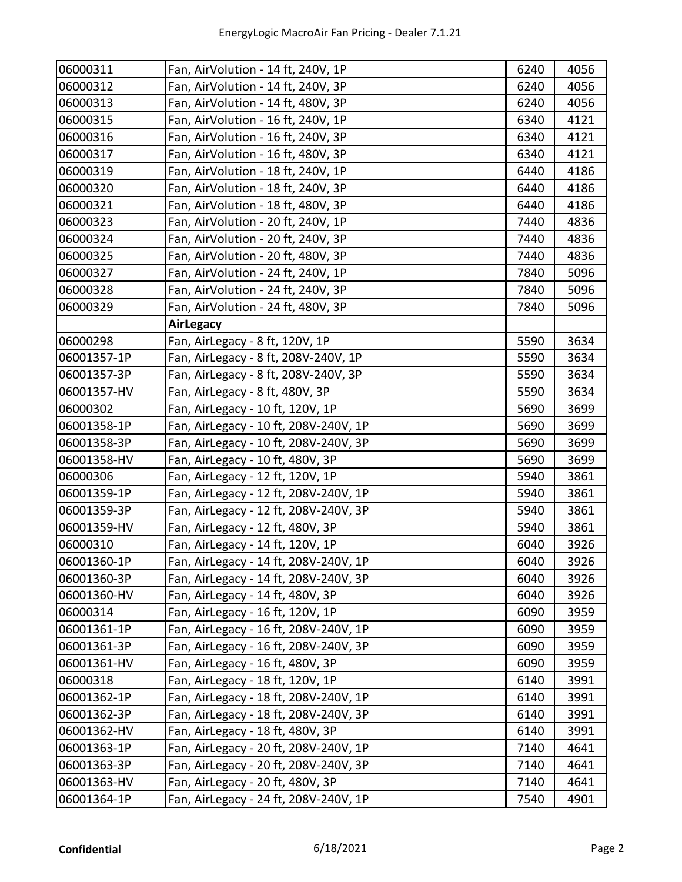| | | | |
|---|---|---|---|
| 06000311 | Fan, AirVolution - 14 ft, 240V, 1P | 6240 | 4056 |
| 06000312 | Fan, AirVolution - 14 ft, 240V, 3P | 6240 | 4056 |
| 06000313 | Fan, AirVolution - 14 ft, 480V, 3P | 6240 | 4056 |
| 06000315 | Fan, AirVolution - 16 ft, 240V, 1P | 6340 | 4121 |
| 06000316 | Fan, AirVolution - 16 ft, 240V, 3P | 6340 | 4121 |
| 06000317 | Fan, AirVolution - 16 ft, 480V, 3P | 6340 | 4121 |
| 06000319 | Fan, AirVolution - 18 ft, 240V, 1P | 6440 | 4186 |
| 06000320 | Fan, AirVolution - 18 ft, 240V, 3P | 6440 | 4186 |
| 06000321 | Fan, AirVolution - 18 ft, 480V, 3P | 6440 | 4186 |
| 06000323 | Fan, AirVolution - 20 ft, 240V, 1P | 7440 | 4836 |
| 06000324 | Fan, AirVolution - 20 ft, 240V, 3P | 7440 | 4836 |
| 06000325 | Fan, AirVolution - 20 ft, 480V, 3P | 7440 | 4836 |
| 06000327 | Fan, AirVolution - 24 ft, 240V, 1P | 7840 | 5096 |
| 06000328 | Fan, AirVolution - 24 ft, 240V, 3P | 7840 | 5096 |
| 06000329 | Fan, AirVolution - 24 ft, 480V, 3P | 7840 | 5096 |
| | **AirLegacy** | | |
| 06000298 | Fan, AirLegacy - 8 ft, 120V, 1P | 5590 | 3634 |
| 06001357-1P | Fan, AirLegacy - 8 ft, 208V-240V, 1P | 5590 | 3634 |
| 06001357-3P | Fan, AirLegacy - 8 ft, 208V-240V, 3P | 5590 | 3634 |
| 06001357-HV | Fan, AirLegacy - 8 ft, 480V, 3P | 5590 | 3634 |
| 06000302 | Fan, AirLegacy - 10 ft, 120V, 1P | 5690 | 3699 |
| 06001358-1P | Fan, AirLegacy - 10 ft, 208V-240V, 1P | 5690 | 3699 |
| 06001358-3P | Fan, AirLegacy - 10 ft, 208V-240V, 3P | 5690 | 3699 |
| 06001358-HV | Fan, AirLegacy - 10 ft, 480V, 3P | 5690 | 3699 |
| 06000306 | Fan, AirLegacy - 12 ft, 120V, 1P | 5940 | 3861 |
| 06001359-1P | Fan, AirLegacy - 12 ft, 208V-240V, 1P | 5940 | 3861 |
| 06001359-3P | Fan, AirLegacy - 12 ft, 208V-240V, 3P | 5940 | 3861 |
| 06001359-HV | Fan, AirLegacy - 12 ft, 480V, 3P | 5940 | 3861 |
| 06000310 | Fan, AirLegacy - 14 ft, 120V, 1P | 6040 | 3926 |
| 06001360-1P | Fan, AirLegacy - 14 ft, 208V-240V, 1P | 6040 | 3926 |
| 06001360-3P | Fan, AirLegacy - 14 ft, 208V-240V, 3P | 6040 | 3926 |
| 06001360-HV | Fan, AirLegacy - 14 ft, 480V, 3P | 6040 | 3926 |
| 06000314 | Fan, AirLegacy - 16 ft, 120V, 1P | 6090 | 3959 |
| 06001361-1P | Fan, AirLegacy - 16 ft, 208V-240V, 1P | 6090 | 3959 |
| 06001361-3P | Fan, AirLegacy - 16 ft, 208V-240V, 3P | 6090 | 3959 |
| 06001361-HV | Fan, AirLegacy - 16 ft, 480V, 3P | 6090 | 3959 |
| 06000318 | Fan, AirLegacy - 18 ft, 120V, 1P | 6140 | 3991 |
| 06001362-1P | Fan, AirLegacy - 18 ft, 208V-240V, 1P | 6140 | 3991 |
| 06001362-3P | Fan, AirLegacy - 18 ft, 208V-240V, 3P | 6140 | 3991 |
| 06001362-HV | Fan, AirLegacy - 18 ft, 480V, 3P | 6140 | 3991 |
| 06001363-1P | Fan, AirLegacy - 20 ft, 208V-240V, 1P | 7140 | 4641 |
| 06001363-3P | Fan, AirLegacy - 20 ft, 208V-240V, 3P | 7140 | 4641 |
| 06001363-HV | Fan, AirLegacy - 20 ft, 480V, 3P | 7140 | 4641 |
| 06001364-1P | Fan, AirLegacy - 24 ft, 208V-240V, 1P | 7540 | 4901 |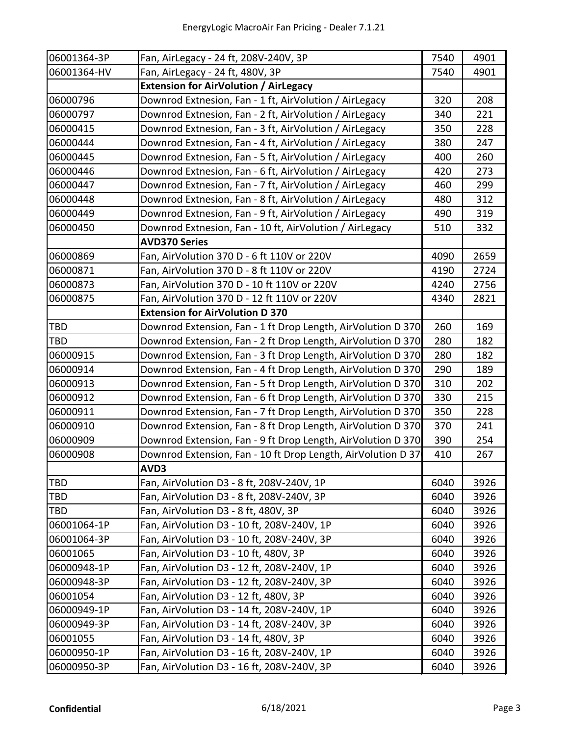| | | | |
|---|---|---|---|
| 06001364-3P | Fan, AirLegacy - 24 ft, 208V-240V, 3P | 7540 | 4901 |
| 06001364-HV | Fan, AirLegacy - 24 ft, 480V, 3P | 7540 | 4901 |
| | **Extension for AirVolution / AirLegacy** | | |
| 06000796 | Downrod Extnesion, Fan - 1 ft, AirVolution / AirLegacy | 320 | 208 |
| 06000797 | Downrod Extnesion, Fan - 2 ft, AirVolution / AirLegacy | 340 | 221 |
| 06000415 | Downrod Extnesion, Fan - 3 ft, AirVolution / AirLegacy | 350 | 228 |
| 06000444 | Downrod Extnesion, Fan - 4 ft, AirVolution / AirLegacy | 380 | 247 |
| 06000445 | Downrod Extnesion, Fan - 5 ft, AirVolution / AirLegacy | 400 | 260 |
| 06000446 | Downrod Extnesion, Fan - 6 ft, AirVolution / AirLegacy | 420 | 273 |
| 06000447 | Downrod Extnesion, Fan - 7 ft, AirVolution / AirLegacy | 460 | 299 |
| 06000448 | Downrod Extnesion, Fan - 8 ft, AirVolution / AirLegacy | 480 | 312 |
| 06000449 | Downrod Extnesion, Fan - 9 ft, AirVolution / AirLegacy | 490 | 319 |
| 06000450 | Downrod Extnesion, Fan - 10 ft, AirVolution / AirLegacy | 510 | 332 |
| | **AVD370 Series** | | |
| 06000869 | Fan, AirVolution 370 D - 6 ft 110V or 220V | 4090 | 2659 |
| 06000871 | Fan, AirVolution 370 D - 8 ft 110V or 220V | 4190 | 2724 |
| 06000873 | Fan, AirVolution 370 D - 10 ft 110V or 220V | 4240 | 2756 |
| 06000875 | Fan, AirVolution 370 D - 12 ft 110V or 220V | 4340 | 2821 |
| | **Extension for AirVolution D 370** | | |
| TBD | Downrod Extension, Fan - 1 ft Drop Length, AirVolution D 370 | 260 | 169 |
| TBD | Downrod Extension, Fan - 2 ft Drop Length, AirVolution D 370 | 280 | 182 |
| 06000915 | Downrod Extension, Fan - 3 ft Drop Length, AirVolution D 370 | 280 | 182 |
| 06000914 | Downrod Extension, Fan - 4 ft Drop Length, AirVolution D 370 | 290 | 189 |
| 06000913 | Downrod Extension, Fan - 5 ft Drop Length, AirVolution D 370 | 310 | 202 |
| 06000912 | Downrod Extension, Fan - 6 ft Drop Length, AirVolution D 370 | 330 | 215 |
| 06000911 | Downrod Extension, Fan - 7 ft Drop Length, AirVolution D 370 | 350 | 228 |
| 06000910 | Downrod Extension, Fan - 8 ft Drop Length, AirVolution D 370 | 370 | 241 |
| 06000909 | Downrod Extension, Fan - 9 ft Drop Length, AirVolution D 370 | 390 | 254 |
| 06000908 | Downrod Extension, Fan - 10 ft Drop Length, AirVolution D 37 | 410 | 267 |
| | **AVD3** | | |
| TBD | Fan, AirVolution D3 - 8 ft, 208V-240V, 1P | 6040 | 3926 |
| TBD | Fan, AirVolution D3 - 8 ft, 208V-240V, 3P | 6040 | 3926 |
| TBD | Fan, AirVolution D3 - 8 ft, 480V, 3P | 6040 | 3926 |
| 06001064-1P | Fan, AirVolution D3 - 10 ft, 208V-240V, 1P | 6040 | 3926 |
| 06001064-3P | Fan, AirVolution D3 - 10 ft, 208V-240V, 3P | 6040 | 3926 |
| 06001065 | Fan, AirVolution D3 - 10 ft, 480V, 3P | 6040 | 3926 |
| 06000948-1P | Fan, AirVolution D3 - 12 ft, 208V-240V, 1P | 6040 | 3926 |
| 06000948-3P | Fan, AirVolution D3 - 12 ft, 208V-240V, 3P | 6040 | 3926 |
| 06001054 | Fan, AirVolution D3 - 12 ft, 480V, 3P | 6040 | 3926 |
| 06000949-1P | Fan, AirVolution D3 - 14 ft, 208V-240V, 1P | 6040 | 3926 |
| 06000949-3P | Fan, AirVolution D3 - 14 ft, 208V-240V, 3P | 6040 | 3926 |
| 06001055 | Fan, AirVolution D3 - 14 ft, 480V, 3P | 6040 | 3926 |
| 06000950-1P | Fan, AirVolution D3 - 16 ft, 208V-240V, 1P | 6040 | 3926 |
| 06000950-3P | Fan, AirVolution D3 - 16 ft, 208V-240V, 3P | 6040 | 3926 |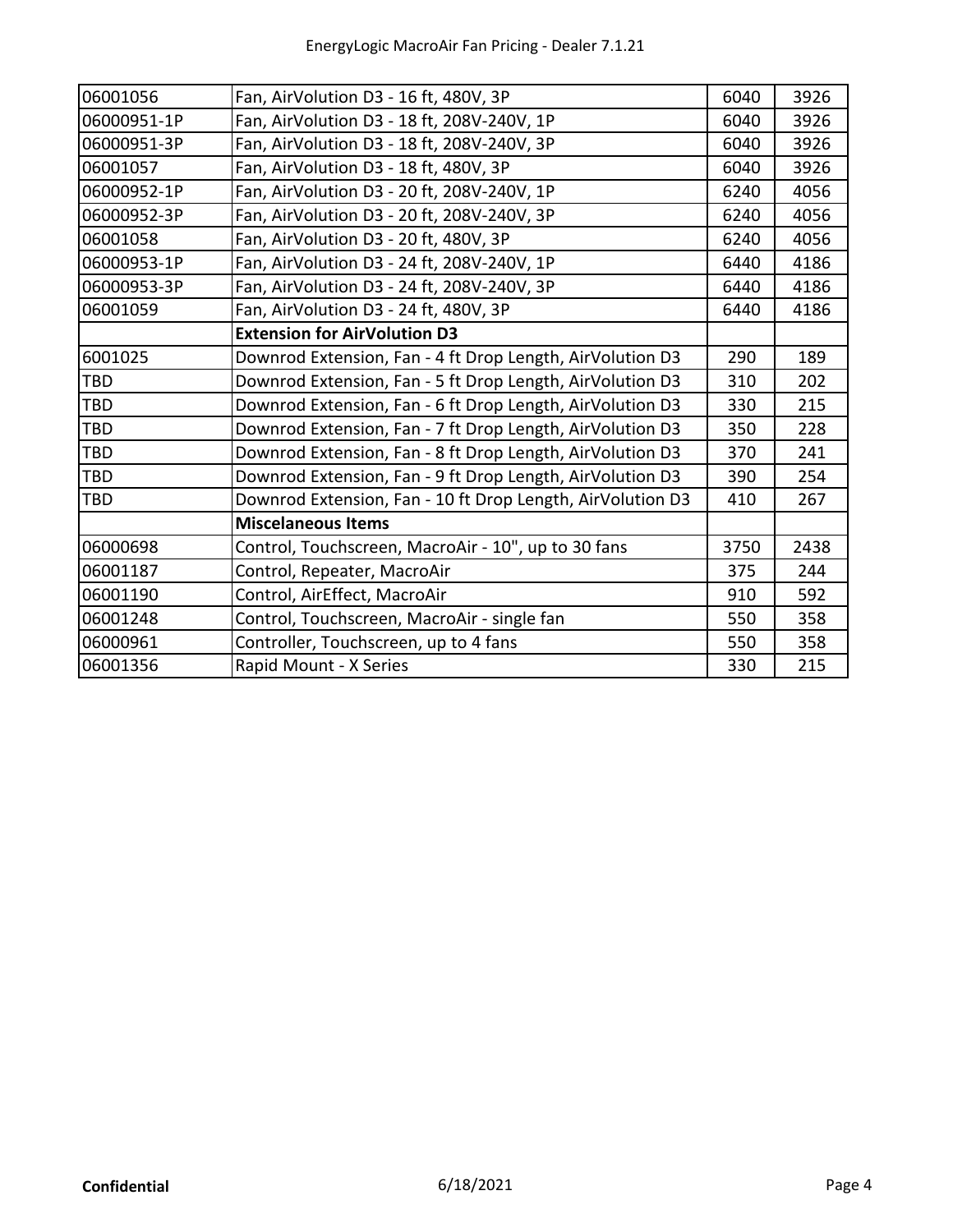| | | | |
|---|---|---|---|
| 06001056 | Fan, AirVolution D3 - 16 ft, 480V, 3P | 6040 | 3926 |
| 06000951-1P | Fan, AirVolution D3 - 18 ft, 208V-240V, 1P | 6040 | 3926 |
| 06000951-3P | Fan, AirVolution D3 - 18 ft, 208V-240V, 3P | 6040 | 3926 |
| 06001057 | Fan, AirVolution D3 - 18 ft, 480V, 3P | 6040 | 3926 |
| 06000952-1P | Fan, AirVolution D3 - 20 ft, 208V-240V, 1P | 6240 | 4056 |
| 06000952-3P | Fan, AirVolution D3 - 20 ft, 208V-240V, 3P | 6240 | 4056 |
| 06001058 | Fan, AirVolution D3 - 20 ft, 480V, 3P | 6240 | 4056 |
| 06000953-1P | Fan, AirVolution D3 - 24 ft, 208V-240V, 1P | 6440 | 4186 |
| 06000953-3P | Fan, AirVolution D3 - 24 ft, 208V-240V, 3P | 6440 | 4186 |
| 06001059 | Fan, AirVolution D3 - 24 ft, 480V, 3P | 6440 | 4186 |
| | **Extension for AirVolution D3** | | |
| 6001025 | Downrod Extension, Fan - 4 ft Drop Length, AirVolution D3 | 290 | 189 |
| TBD | Downrod Extension, Fan - 5 ft Drop Length, AirVolution D3 | 310 | 202 |
| TBD | Downrod Extension, Fan - 6 ft Drop Length, AirVolution D3 | 330 | 215 |
| TBD | Downrod Extension, Fan - 7 ft Drop Length, AirVolution D3 | 350 | 228 |
| TBD | Downrod Extension, Fan - 8 ft Drop Length, AirVolution D3 | 370 | 241 |
| TBD | Downrod Extension, Fan - 9 ft Drop Length, AirVolution D3 | 390 | 254 |
| TBD | Downrod Extension, Fan - 10 ft Drop Length, AirVolution D3 | 410 | 267 |
| | **Miscelaneous Items** | | |
| 06000698 | Control, Touchscreen, MacroAir - 10", up to 30 fans | 3750 | 2438 |
| 06001187 | Control, Repeater, MacroAir | 375 | 244 |
| 06001190 | Control, AirEffect, MacroAir | 910 | 592 |
| 06001248 | Control, Touchscreen, MacroAir - single fan | 550 | 358 |
| 06000961 | Controller, Touchscreen, up to 4 fans | 550 | 358 |
| 06001356 | Rapid Mount - X Series | 330 | 215 |